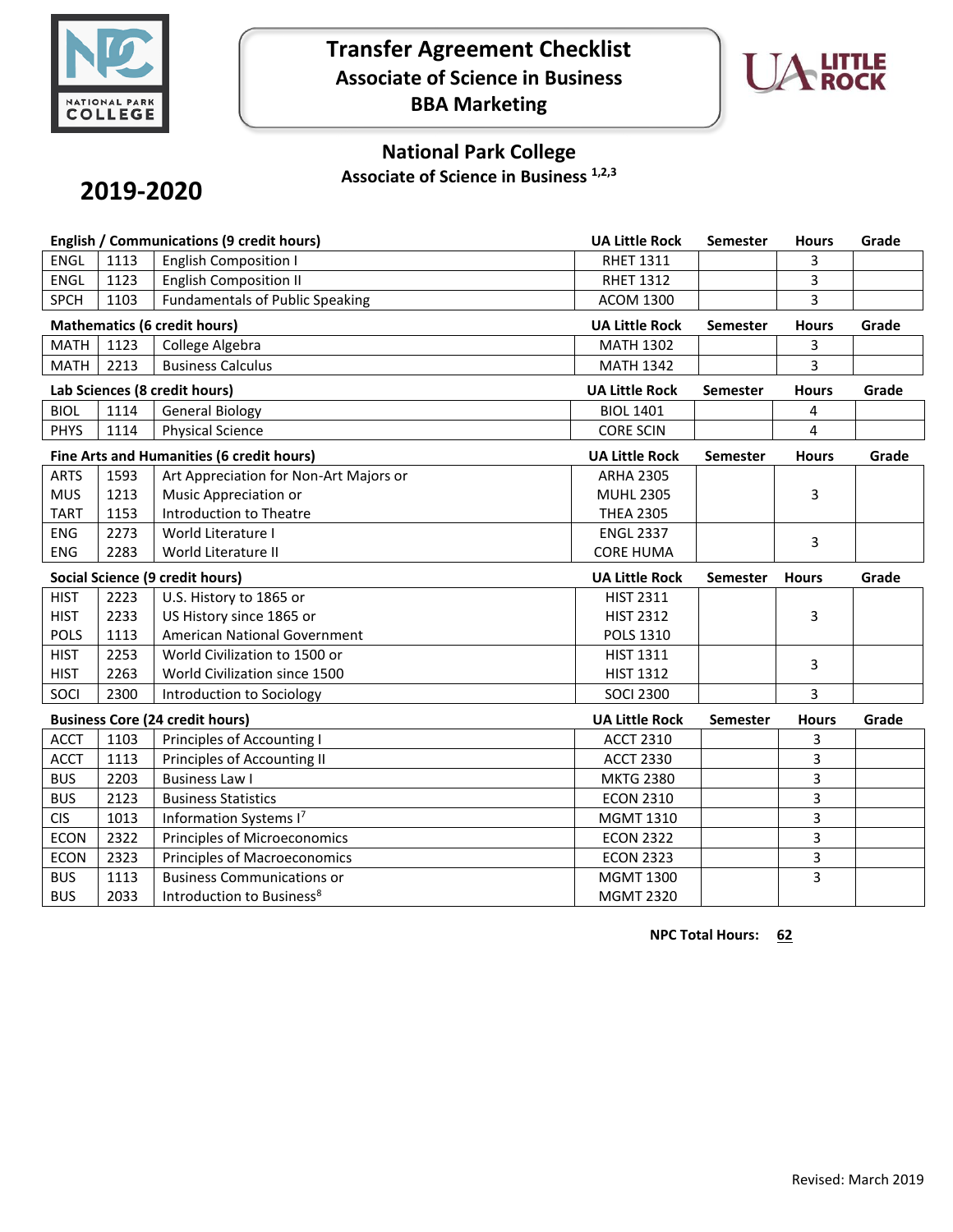# Transfer Agreement Checklist
## Associate of Science in Business
## BBA Marketing

## National Park College
### Associate of Science in Business [1,2,3]

## 2019-2020

| English / Communications (9 credit hours) | | | UA Little Rock | Semester | Hours | Grade |
|---|---|---|---|---|---|---|
| ENGL | 1113 | English Composition I | RHET 1311 | | 3 | |
| ENGL | 1123 | English Composition II | RHET 1312 | | 3 | |
| SPCH | 1103 | Fundamentals of Public Speaking | ACOM 1300 | | 3 | |

| Mathematics (6 credit hours) | | | UA Little Rock | Semester | Hours | Grade |
|---|---|---|---|---|---|---|
| MATH | 1123 | College Algebra | MATH 1302 | | 3 | |
| MATH | 2213 | Business Calculus | MATH 1342 | | 3 | |

| Lab Sciences (8 credit hours) | | | UA Little Rock | Semester | Hours | Grade |
|---|---|---|---|---|---|---|
| BIOL | 1114 | General Biology | BIOL 1401 | | 4 | |
| PHYS | 1114 | Physical Science | CORE SCIN | | 4 | |

| Fine Arts and Humanities (6 credit hours) | | | UA Little Rock | Semester | Hours | Grade |
|---|---|---|---|---|---|---|
| ARTS | 1593 | Art Appreciation for Non-Art Majors or | ARHA 2305 | | 3 | |
| MUS | 1213 | Music Appreciation or | MUHL 2305 | | | |
| TART | 1153 | Introduction to Theatre | THEA 2305 | | | |
| ENG | 2273 | World Literature I | ENGL 2337 | | 3 | |
| ENG | 2283 | World Literature II | CORE HUMA | | | |

| Social Science (9 credit hours) | | | UA Little Rock | Semester | Hours | Grade |
|---|---|---|---|---|---|---|
| HIST | 2223 | U.S. History to 1865 or | HIST 2311 | | 3 | |
| HIST | 2233 | US History since 1865 or | HIST 2312 | | | |
| POLS | 1113 | American National Government | POLS 1310 | | | |
| HIST | 2253 | World Civilization to 1500 or | HIST 1311 | | 3 | |
| HIST | 2263 | World Civilization since 1500 | HIST 1312 | | | |
| SOCI | 2300 | Introduction to Sociology | SOCI 2300 | | 3 | |

| Business Core (24 credit hours) | | | UA Little Rock | Semester | Hours | Grade |
|---|---|---|---|---|---|---|
| ACCT | 1103 | Principles of Accounting I | ACCT 2310 | | 3 | |
| ACCT | 1113 | Principles of Accounting II | ACCT 2330 | | 3 | |
| BUS | 2203 | Business Law I | MKTG 2380 | | 3 | |
| BUS | 2123 | Business Statistics | ECON 2310 | | 3 | |
| CIS | 1013 | Information Systems I[7] | MGMT 1310 | | 3 | |
| ECON | 2322 | Principles of Microeconomics | ECON 2322 | | 3 | |
| ECON | 2323 | Principles of Macroeconomics | ECON 2323 | | 3 | |
| BUS | 1113 | Business Communications or | MGMT 1300 | | 3 | |
| BUS | 2033 | Introduction to Business[8] | MGMT 2320 | | | |

**NPC Total Hours: 62**

Revised: March 2019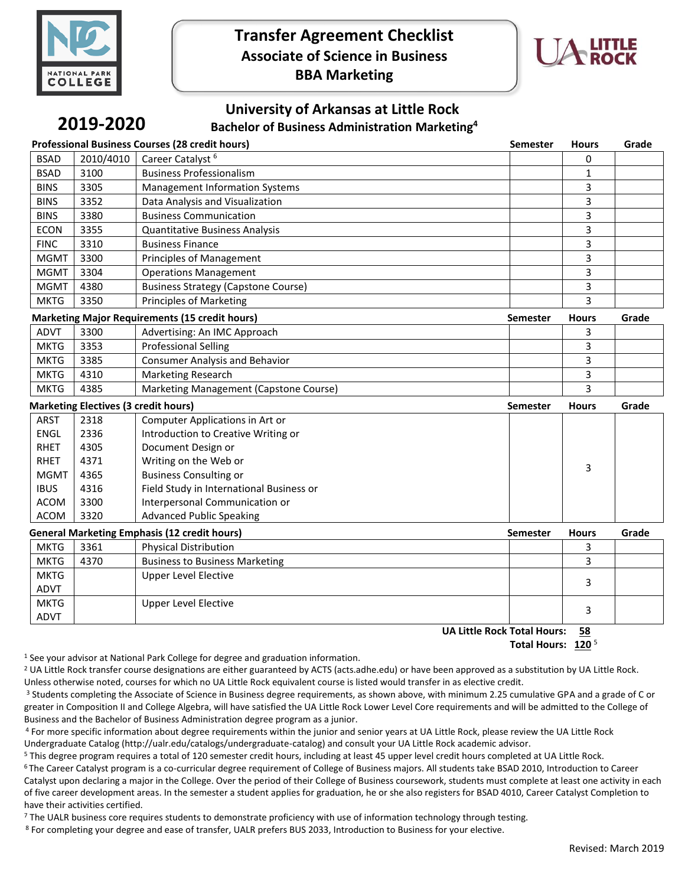# Transfer Agreement Checklist
## Associate of Science in Business
## BBA Marketing

**2019-2020**

## University of Arkansas at Little Rock
### Bachelor of Business Administration Marketing[4]

**Professional Business Courses (28 credit hours)**

| | | | Semester | Hours | Grade |
|---|---|---|---|---|---|
| BSAD | 2010/4010 | Career Catalyst [6] | | 0 | |
| BSAD | 3100 | Business Professionalism | | 1 | |
| BINS | 3305 | Management Information Systems | | 3 | |
| BINS | 3352 | Data Analysis and Visualization | | 3 | |
| BINS | 3380 | Business Communication | | 3 | |
| ECON | 3355 | Quantitative Business Analysis | | 3 | |
| FINC | 3310 | Business Finance | | 3 | |
| MGMT | 3300 | Principles of Management | | 3 | |
| MGMT | 3304 | Operations Management | | 3 | |
| MGMT | 4380 | Business Strategy (Capstone Course) | | 3 | |
| MKTG | 3350 | Principles of Marketing | | 3 | |

**Marketing Major Requirements (15 credit hours)**

| | | | Semester | Hours | Grade |
|---|---|---|---|---|---|
| ADVT | 3300 | Advertising: An IMC Approach | | 3 | |
| MKTG | 3353 | Professional Selling | | 3 | |
| MKTG | 3385 | Consumer Analysis and Behavior | | 3 | |
| MKTG | 4310 | Marketing Research | | 3 | |
| MKTG | 4385 | Marketing Management (Capstone Course) | | 3 | |

**Marketing Electives (3 credit hours)**

| | | | Semester | Hours | Grade |
|---|---|---|---|---|---|
| ARST | 2318 | Computer Applications in Art or | | 3 | |
| ENGL | 2336 | Introduction to Creative Writing or | | | |
| RHET | 4305 | Document Design or | | | |
| RHET | 4371 | Writing on the Web or | | | |
| MGMT | 4365 | Business Consulting or | | | |
| IBUS | 4316 | Field Study in International Business or | | | |
| ACOM | 3300 | Interpersonal Communication or | | | |
| ACOM | 3320 | Advanced Public Speaking | | | |

**General Marketing Emphasis (12 credit hours)**

| | | | Semester | Hours | Grade |
|---|---|---|---|---|---|
| MKTG | 3361 | Physical Distribution | | 3 | |
| MKTG | 4370 | Business to Business Marketing | | 3 | |
| MKTG ADVT | | Upper Level Elective | | 3 | |
| MKTG ADVT | | Upper Level Elective | | 3 | |

**UA Little Rock Total Hours: 58**

**Total Hours: 120** [5]

[1] See your advisor at National Park College for degree and graduation information.

[2] UA Little Rock transfer course designations are either guaranteed by ACTS (acts.adhe.edu) or have been approved as a substitution by UA Little Rock. Unless otherwise noted, courses for which no UA Little Rock equivalent course is listed would transfer in as elective credit.

[3] Students completing the Associate of Science in Business degree requirements, as shown above, with minimum 2.25 cumulative GPA and a grade of C or greater in Composition II and College Algebra, will have satisfied the UA Little Rock Lower Level Core requirements and will be admitted to the College of Business and the Bachelor of Business Administration degree program as a junior.

[4] For more specific information about degree requirements within the junior and senior years at UA Little Rock, please review the UA Little Rock Undergraduate Catalog (http://ualr.edu/catalogs/undergraduate-catalog) and consult your UA Little Rock academic advisor.

[5] This degree program requires a total of 120 semester credit hours, including at least 45 upper level credit hours completed at UA Little Rock.

[6] The Career Catalyst program is a co-curricular degree requirement of College of Business majors. All students take BSAD 2010, Introduction to Career Catalyst upon declaring a major in the College. Over the period of their College of Business coursework, students must complete at least one activity in each of five career development areas. In the semester a student applies for graduation, he or she also registers for BSAD 4010, Career Catalyst Completion to have their activities certified.

[7] The UALR business core requires students to demonstrate proficiency with use of information technology through testing.

[8] For completing your degree and ease of transfer, UALR prefers BUS 2033, Introduction to Business for your elective.

Revised: March 2019